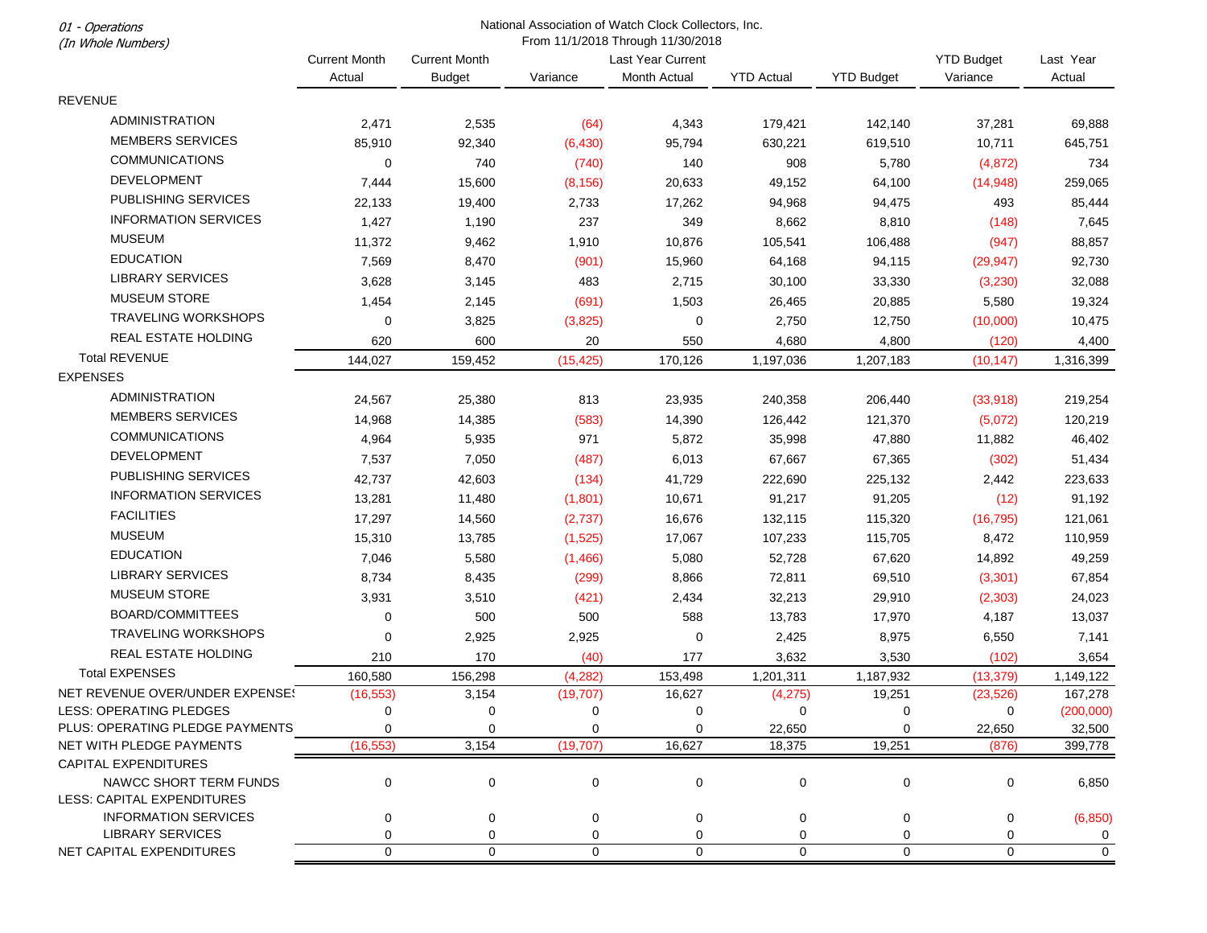*01 - Operations*
*(In Whole Numbers)*

National Association of Watch Clock Collectors, Inc.
From 11/1/2018 Through 11/30/2018

| | Current Month Actual | Current Month Budget | Variance | Last Year Current Month Actual | YTD Actual | YTD Budget | YTD Budget Variance | Last Year Actual |
|---|---|---|---|---|---|---|---|---|
| REVENUE | | | | | | | | |
| ADMINISTRATION | 2,471 | 2,535 | (64) | 4,343 | 179,421 | 142,140 | 37,281 | 69,888 |
| MEMBERS SERVICES | 85,910 | 92,340 | (6,430) | 95,794 | 630,221 | 619,510 | 10,711 | 645,751 |
| COMMUNICATIONS | 0 | 740 | (740) | 140 | 908 | 5,780 | (4,872) | 734 |
| DEVELOPMENT | 7,444 | 15,600 | (8,156) | 20,633 | 49,152 | 64,100 | (14,948) | 259,065 |
| PUBLISHING SERVICES | 22,133 | 19,400 | 2,733 | 17,262 | 94,968 | 94,475 | 493 | 85,444 |
| INFORMATION SERVICES | 1,427 | 1,190 | 237 | 349 | 8,662 | 8,810 | (148) | 7,645 |
| MUSEUM | 11,372 | 9,462 | 1,910 | 10,876 | 105,541 | 106,488 | (947) | 88,857 |
| EDUCATION | 7,569 | 8,470 | (901) | 15,960 | 64,168 | 94,115 | (29,947) | 92,730 |
| LIBRARY SERVICES | 3,628 | 3,145 | 483 | 2,715 | 30,100 | 33,330 | (3,230) | 32,088 |
| MUSEUM STORE | 1,454 | 2,145 | (691) | 1,503 | 26,465 | 20,885 | 5,580 | 19,324 |
| TRAVELING WORKSHOPS | 0 | 3,825 | (3,825) | 0 | 2,750 | 12,750 | (10,000) | 10,475 |
| REAL ESTATE HOLDING | 620 | 600 | 20 | 550 | 4,680 | 4,800 | (120) | 4,400 |
| Total REVENUE | 144,027 | 159,452 | (15,425) | 170,126 | 1,197,036 | 1,207,183 | (10,147) | 1,316,399 |
| EXPENSES | | | | | | | | |
| ADMINISTRATION | 24,567 | 25,380 | 813 | 23,935 | 240,358 | 206,440 | (33,918) | 219,254 |
| MEMBERS SERVICES | 14,968 | 14,385 | (583) | 14,390 | 126,442 | 121,370 | (5,072) | 120,219 |
| COMMUNICATIONS | 4,964 | 5,935 | 971 | 5,872 | 35,998 | 47,880 | 11,882 | 46,402 |
| DEVELOPMENT | 7,537 | 7,050 | (487) | 6,013 | 67,667 | 67,365 | (302) | 51,434 |
| PUBLISHING SERVICES | 42,737 | 42,603 | (134) | 41,729 | 222,690 | 225,132 | 2,442 | 223,633 |
| INFORMATION SERVICES | 13,281 | 11,480 | (1,801) | 10,671 | 91,217 | 91,205 | (12) | 91,192 |
| FACILITIES | 17,297 | 14,560 | (2,737) | 16,676 | 132,115 | 115,320 | (16,795) | 121,061 |
| MUSEUM | 15,310 | 13,785 | (1,525) | 17,067 | 107,233 | 115,705 | 8,472 | 110,959 |
| EDUCATION | 7,046 | 5,580 | (1,466) | 5,080 | 52,728 | 67,620 | 14,892 | 49,259 |
| LIBRARY SERVICES | 8,734 | 8,435 | (299) | 8,866 | 72,811 | 69,510 | (3,301) | 67,854 |
| MUSEUM STORE | 3,931 | 3,510 | (421) | 2,434 | 32,213 | 29,910 | (2,303) | 24,023 |
| BOARD/COMMITTEES | 0 | 500 | 500 | 588 | 13,783 | 17,970 | 4,187 | 13,037 |
| TRAVELING WORKSHOPS | 0 | 2,925 | 2,925 | 0 | 2,425 | 8,975 | 6,550 | 7,141 |
| REAL ESTATE HOLDING | 210 | 170 | (40) | 177 | 3,632 | 3,530 | (102) | 3,654 |
| Total EXPENSES | 160,580 | 156,298 | (4,282) | 153,498 | 1,201,311 | 1,187,932 | (13,379) | 1,149,122 |
| NET REVENUE OVER/UNDER EXPENSES | (16,553) | 3,154 | (19,707) | 16,627 | (4,275) | 19,251 | (23,526) | 167,278 |
| LESS: OPERATING PLEDGES | 0 | 0 | 0 | 0 | 0 | 0 | 0 | (200,000) |
| PLUS: OPERATING PLEDGE PAYMENTS | 0 | 0 | 0 | 0 | 22,650 | 0 | 22,650 | 32,500 |
| NET WITH PLEDGE PAYMENTS | (16,553) | 3,154 | (19,707) | 16,627 | 18,375 | 19,251 | (876) | 399,778 |
| CAPITAL EXPENDITURES | | | | | | | | |
| NAWCC SHORT TERM FUNDS | 0 | 0 | 0 | 0 | 0 | 0 | 0 | 6,850 |
| LESS: CAPITAL EXPENDITURES | | | | | | | | |
| INFORMATION SERVICES | 0 | 0 | 0 | 0 | 0 | 0 | 0 | (6,850) |
| LIBRARY SERVICES | 0 | 0 | 0 | 0 | 0 | 0 | 0 | 0 |
| NET CAPITAL EXPENDITURES | 0 | 0 | 0 | 0 | 0 | 0 | 0 | 0 |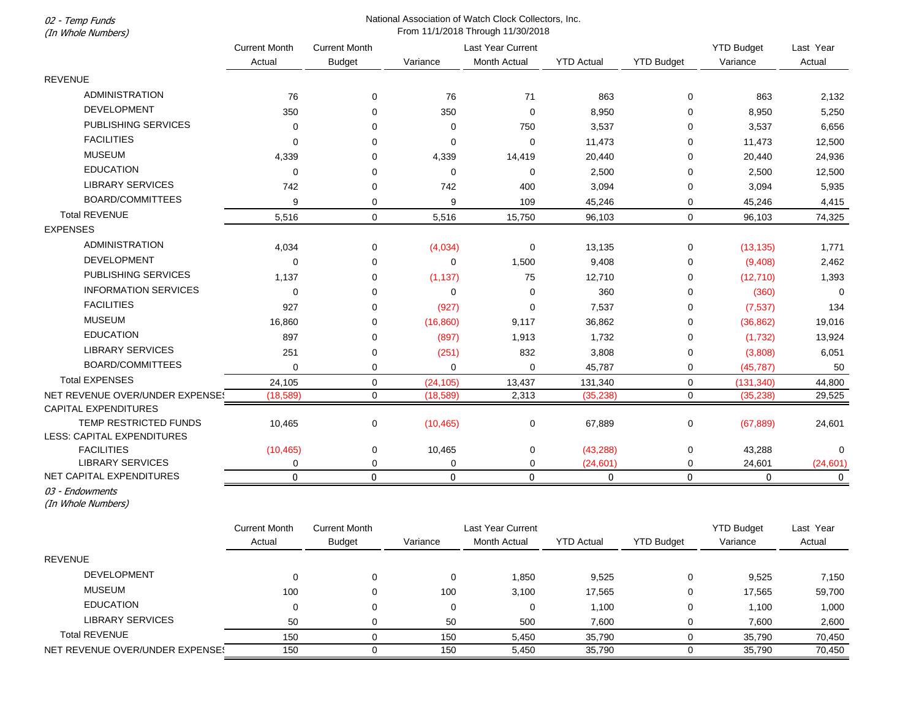*02 - Temp Funds*
*(In Whole Numbers)*

National Association of Watch Clock Collectors, Inc.
From 11/1/2018 Through 11/30/2018

| | Current Month Actual | Current Month Budget | Variance | Last Year Current Month Actual | YTD Actual | YTD Budget | YTD Budget Variance | Last Year Actual |
|---|---|---|---|---|---|---|---|---|
| REVENUE | | | | | | | | |
| ADMINISTRATION | 76 | 0 | 76 | 71 | 863 | 0 | 863 | 2,132 |
| DEVELOPMENT | 350 | 0 | 350 | 0 | 8,950 | 0 | 8,950 | 5,250 |
| PUBLISHING SERVICES | 0 | 0 | 0 | 750 | 3,537 | 0 | 3,537 | 6,656 |
| FACILITIES | 0 | 0 | 0 | 0 | 11,473 | 0 | 11,473 | 12,500 |
| MUSEUM | 4,339 | 0 | 4,339 | 14,419 | 20,440 | 0 | 20,440 | 24,936 |
| EDUCATION | 0 | 0 | 0 | 0 | 2,500 | 0 | 2,500 | 12,500 |
| LIBRARY SERVICES | 742 | 0 | 742 | 400 | 3,094 | 0 | 3,094 | 5,935 |
| BOARD/COMMITTEES | 9 | 0 | 9 | 109 | 45,246 | 0 | 45,246 | 4,415 |
| Total REVENUE | 5,516 | 0 | 5,516 | 15,750 | 96,103 | 0 | 96,103 | 74,325 |
| EXPENSES | | | | | | | | |
| ADMINISTRATION | 4,034 | 0 | (4,034) | 0 | 13,135 | 0 | (13,135) | 1,771 |
| DEVELOPMENT | 0 | 0 | 0 | 1,500 | 9,408 | 0 | (9,408) | 2,462 |
| PUBLISHING SERVICES | 1,137 | 0 | (1,137) | 75 | 12,710 | 0 | (12,710) | 1,393 |
| INFORMATION SERVICES | 0 | 0 | 0 | 0 | 360 | 0 | (360) | 0 |
| FACILITIES | 927 | 0 | (927) | 0 | 7,537 | 0 | (7,537) | 134 |
| MUSEUM | 16,860 | 0 | (16,860) | 9,117 | 36,862 | 0 | (36,862) | 19,016 |
| EDUCATION | 897 | 0 | (897) | 1,913 | 1,732 | 0 | (1,732) | 13,924 |
| LIBRARY SERVICES | 251 | 0 | (251) | 832 | 3,808 | 0 | (3,808) | 6,051 |
| BOARD/COMMITTEES | 0 | 0 | 0 | 0 | 45,787 | 0 | (45,787) | 50 |
| Total EXPENSES | 24,105 | 0 | (24,105) | 13,437 | 131,340 | 0 | (131,340) | 44,800 |
| NET REVENUE OVER/UNDER EXPENSES | (18,589) | 0 | (18,589) | 2,313 | (35,238) | 0 | (35,238) | 29,525 |
| CAPITAL EXPENDITURES | | | | | | | | |
| TEMP RESTRICTED FUNDS | 10,465 | 0 | (10,465) | 0 | 67,889 | 0 | (67,889) | 24,601 |
| LESS: CAPITAL EXPENDITURES | | | | | | | | |
| FACILITIES | (10,465) | 0 | 10,465 | 0 | (43,288) | 0 | 43,288 | 0 |
| LIBRARY SERVICES | 0 | 0 | 0 | 0 | (24,601) | 0 | 24,601 | (24,601) |
| NET CAPITAL EXPENDITURES | 0 | 0 | 0 | 0 | 0 | 0 | 0 | 0 |

*03 - Endowments*
*(In Whole Numbers)*

| | Current Month Actual | Current Month Budget | Variance | Last Year Current Month Actual | YTD Actual | YTD Budget | YTD Budget Variance | Last Year Actual |
|---|---|---|---|---|---|---|---|---|
| REVENUE | | | | | | | | |
| DEVELOPMENT | 0 | 0 | 0 | 1,850 | 9,525 | 0 | 9,525 | 7,150 |
| MUSEUM | 100 | 0 | 100 | 3,100 | 17,565 | 0 | 17,565 | 59,700 |
| EDUCATION | 0 | 0 | 0 | 0 | 1,100 | 0 | 1,100 | 1,000 |
| LIBRARY SERVICES | 50 | 0 | 50 | 500 | 7,600 | 0 | 7,600 | 2,600 |
| Total REVENUE | 150 | 0 | 150 | 5,450 | 35,790 | 0 | 35,790 | 70,450 |
| NET REVENUE OVER/UNDER EXPENSES | 150 | 0 | 150 | 5,450 | 35,790 | 0 | 35,790 | 70,450 |